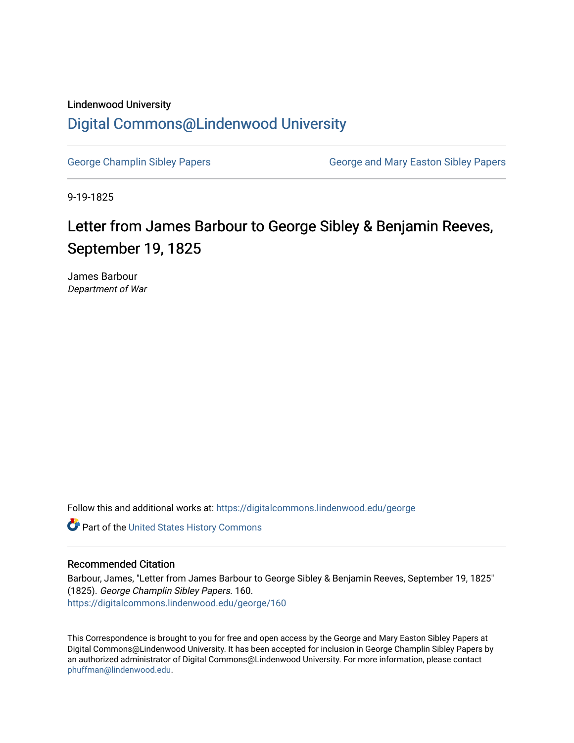Lindenwood University

# Digital Commons@Lindenwood University

George Champlin Sibley Papers | George and Mary Easton Sibley Papers

9-19-1825

## Letter from James Barbour to George Sibley & Benjamin Reeves, September 19, 1825

James Barbour
*Department of War*

Follow this and additional works at: https://digitalcommons.lindenwood.edu/george

Part of the United States History Commons

### Recommended Citation

Barbour, James, "Letter from James Barbour to George Sibley & Benjamin Reeves, September 19, 1825" (1825). *George Champlin Sibley Papers*. 160.
https://digitalcommons.lindenwood.edu/george/160

This Correspondence is brought to you for free and open access by the George and Mary Easton Sibley Papers at Digital Commons@Lindenwood University. It has been accepted for inclusion in George Champlin Sibley Papers by an authorized administrator of Digital Commons@Lindenwood University. For more information, please contact phuffman@lindenwood.edu.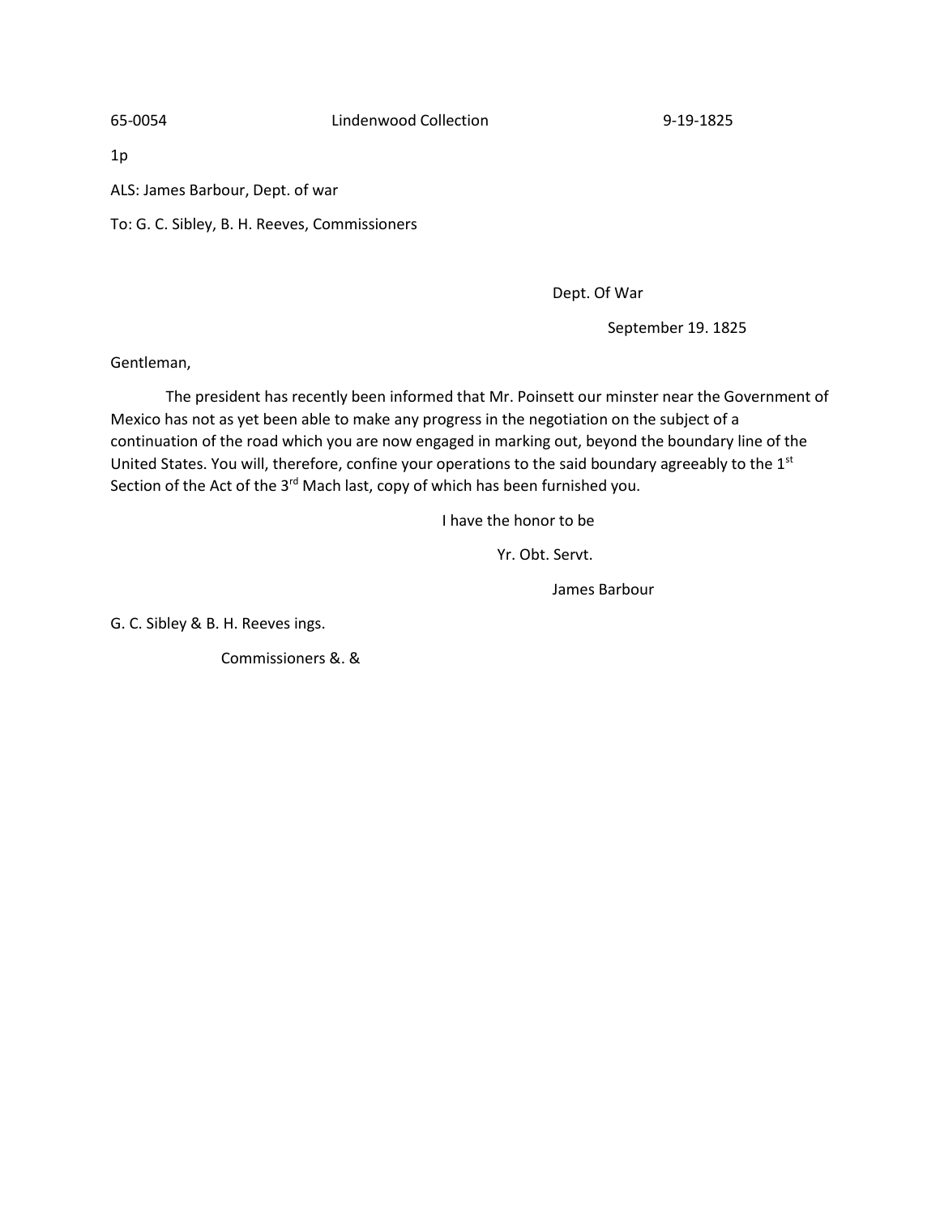65-0054 Lindenwood Collection 9-19-1825

1p

ALS: James Barbour, Dept. of war

To: G. C. Sibley, B. H. Reeves, Commissioners

Dept. Of War

September 19. 1825

Gentleman,

The president has recently been informed that Mr. Poinsett our minster near the Government of Mexico has not as yet been able to make any progress in the negotiation on the subject of a continuation of the road which you are now engaged in marking out, beyond the boundary line of the United States. You will, therefore, confine your operations to the said boundary agreeably to the 1st Section of the Act of the 3rd Mach last, copy of which has been furnished you.

I have the honor to be

Yr. Obt. Servt.

James Barbour

G. C. Sibley & B. H. Reeves ings.

Commissioners &. &